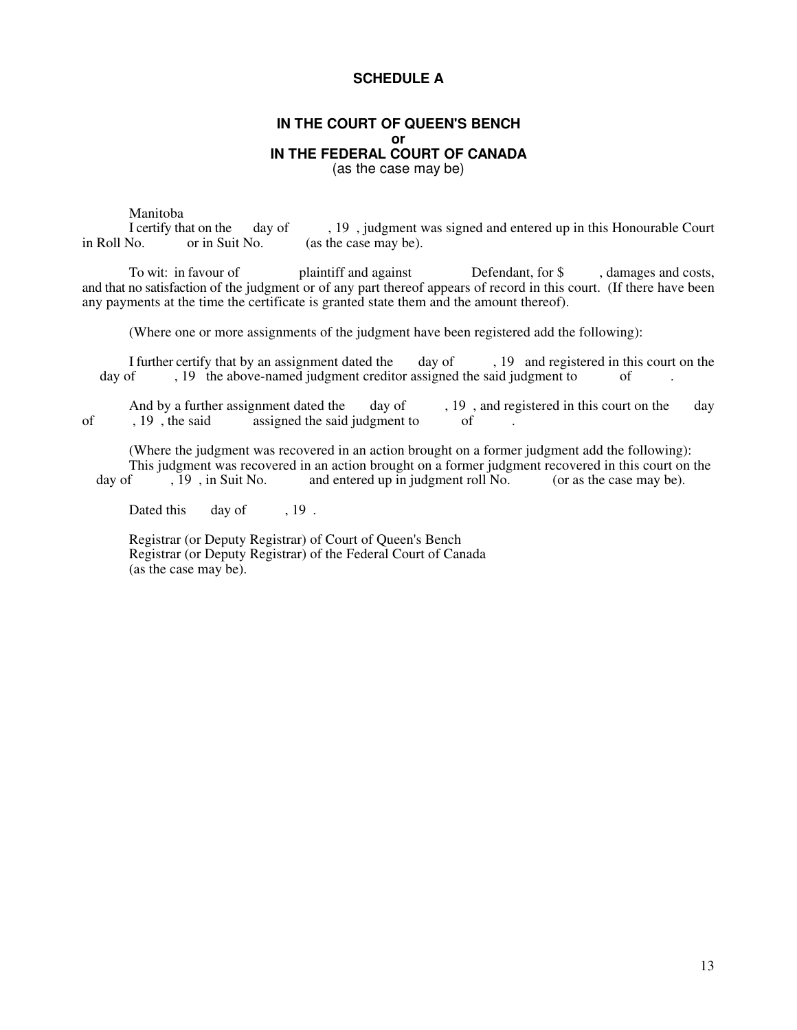## SCHEDULE A

**IN THE COURT OF QUEEN'S BENCH**
**or**
**IN THE FEDERAL COURT OF CANADA**
(as the case may be)

Manitoba

I certify that on the day of , 19 , judgment was signed and entered up in this Honourable Court in Roll No. or in Suit No. (as the case may be).

To wit: in favour of plaintiff and against Defendant, for $ , damages and costs, and that no satisfaction of the judgment or of any part thereof appears of record in this court. (If there have been any payments at the time the certificate is granted state them and the amount thereof).

(Where one or more assignments of the judgment have been registered add the following):

I further certify that by an assignment dated the day of , 19 and registered in this court on the day of , 19 the above-named judgment creditor assigned the said judgment to of .

And by a further assignment dated the day of , 19 , and registered in this court on the day of , 19 , the said assigned the said judgment to of .

(Where the judgment was recovered in an action brought on a former judgment add the following):
This judgment was recovered in an action brought on a former judgment recovered in this court on the day of , 19 , in Suit No. and entered up in judgment roll No. (or as the case may be).

Dated this day of , 19 .

Registrar (or Deputy Registrar) of Court of Queen's Bench
Registrar (or Deputy Registrar) of the Federal Court of Canada
(as the case may be).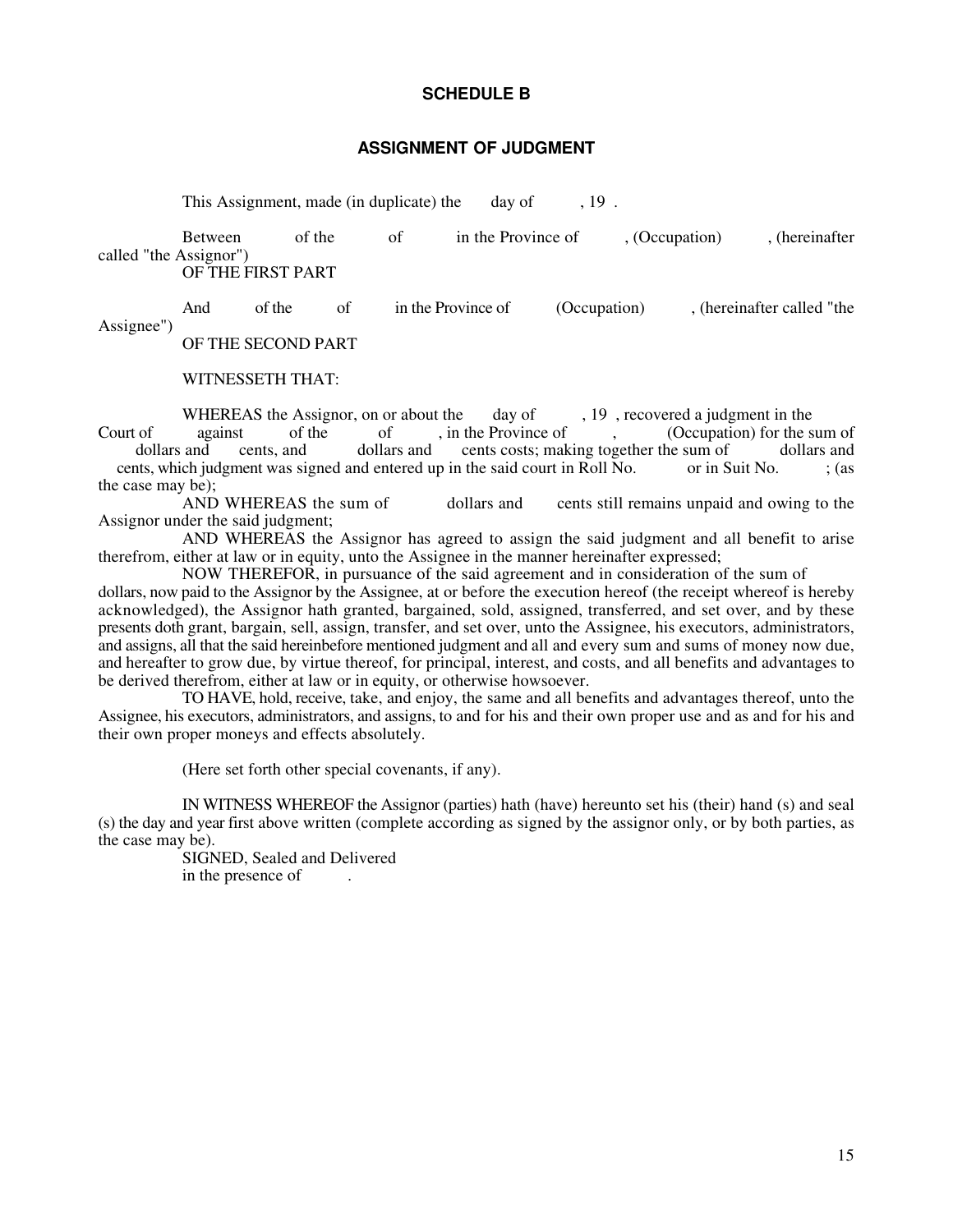**SCHEDULE B**

**ASSIGNMENT OF JUDGMENT**

This Assignment, made (in duplicate) the day of , 19 .

Between of the of in the Province of , (Occupation) , (hereinafter called "the Assignor")
OF THE FIRST PART

And of the of in the Province of (Occupation) , (hereinafter called "the Assignee")
OF THE SECOND PART

WITNESSETH THAT:

WHEREAS the Assignor, on or about the day of , 19 , recovered a judgment in the Court of against of the of , in the Province of , (Occupation) for the sum of dollars and cents, and dollars and cents costs; making together the sum of dollars and cents, which judgment was signed and entered up in the said court in Roll No. or in Suit No. ; (as the case may be);

AND WHEREAS the sum of dollars and cents still remains unpaid and owing to the Assignor under the said judgment;

AND WHEREAS the Assignor has agreed to assign the said judgment and all benefit to arise therefrom, either at law or in equity, unto the Assignee in the manner hereinafter expressed;

NOW THEREFOR, in pursuance of the said agreement and in consideration of the sum of dollars, now paid to the Assignor by the Assignee, at or before the execution hereof (the receipt whereof is hereby acknowledged), the Assignor hath granted, bargained, sold, assigned, transferred, and set over, and by these presents doth grant, bargain, sell, assign, transfer, and set over, unto the Assignee, his executors, administrators, and assigns, all that the said hereinbefore mentioned judgment and all and every sum and sums of money now due, and hereafter to grow due, by virtue thereof, for principal, interest, and costs, and all benefits and advantages to be derived therefrom, either at law or in equity, or otherwise howsoever.

TO HAVE, hold, receive, take, and enjoy, the same and all benefits and advantages thereof, unto the Assignee, his executors, administrators, and assigns, to and for his and their own proper use and as and for his and their own proper moneys and effects absolutely.

(Here set forth other special covenants, if any).

IN WITNESS WHEREOF the Assignor (parties) hath (have) hereunto set his (their) hand (s) and seal (s) the day and year first above written (complete according as signed by the assignor only, or by both parties, as the case may be).

SIGNED, Sealed and Delivered
in the presence of .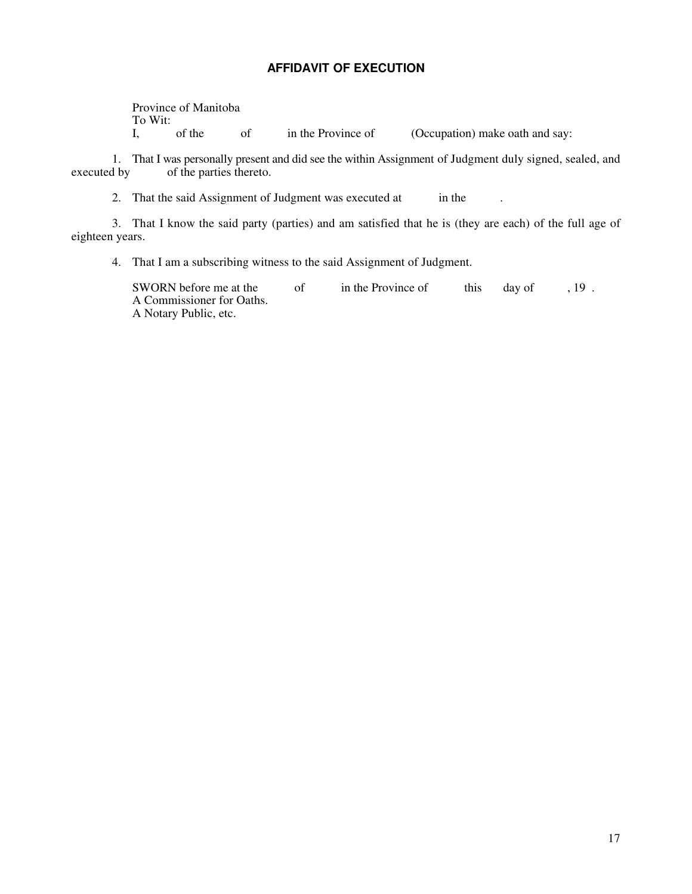## AFFIDAVIT OF EXECUTION

Province of Manitoba
To Wit:
I, of the of in the Province of (Occupation) make oath and say:

1. That I was personally present and did see the within Assignment of Judgment duly signed, sealed, and executed by of the parties thereto.

2. That the said Assignment of Judgment was executed at in the .

3. That I know the said party (parties) and am satisfied that he is (they are each) of the full age of eighteen years.

4. That I am a subscribing witness to the said Assignment of Judgment.

SWORN before me at the of in the Province of this day of , 19 .
A Commissioner for Oaths.
A Notary Public, etc.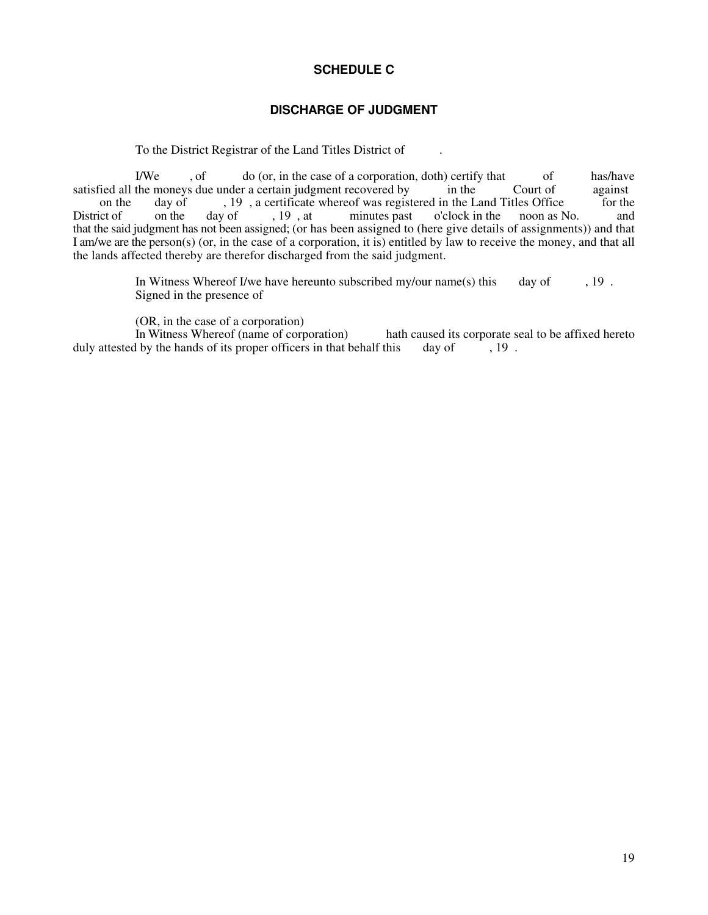## SCHEDULE C

## DISCHARGE OF JUDGMENT

To the District Registrar of the Land Titles District of .

I/We , of do (or, in the case of a corporation, doth) certify that of has/have satisfied all the moneys due under a certain judgment recovered by in the Court of against on the day of , 19 , a certificate whereof was registered in the Land Titles Office for the District of on the day of , 19 , at minutes past o'clock in the noon as No. and that the said judgment has not been assigned; (or has been assigned to (here give details of assignments)) and that I am/we are the person(s) (or, in the case of a corporation, it is) entitled by law to receive the money, and that all the lands affected thereby are therefor discharged from the said judgment.

In Witness Whereof I/we have hereunto subscribed my/our name(s) this day of , 19 .
Signed in the presence of

(OR, in the case of a corporation)
In Witness Whereof (name of corporation) hath caused its corporate seal to be affixed hereto duly attested by the hands of its proper officers in that behalf this day of , 19 .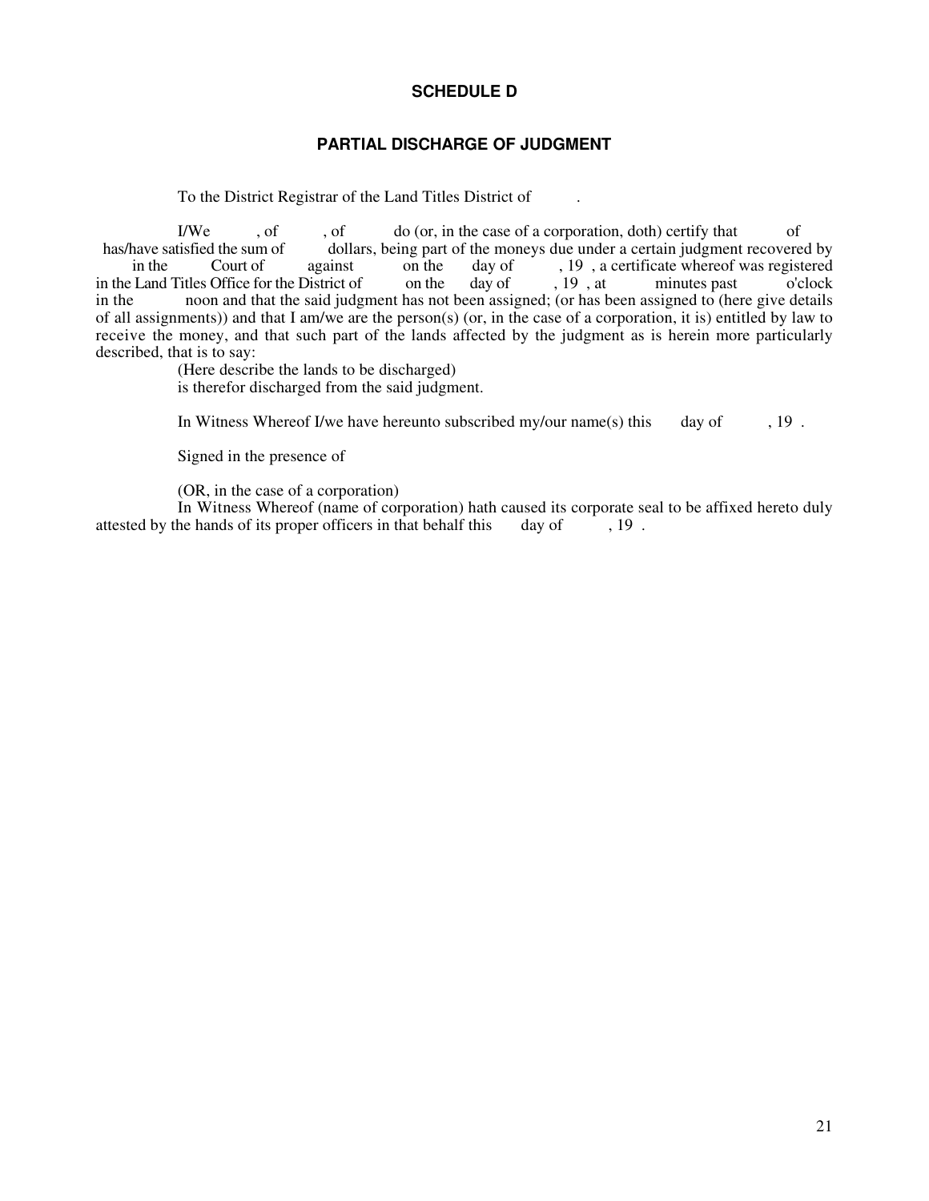## SCHEDULE D

## PARTIAL DISCHARGE OF JUDGMENT

To the District Registrar of the Land Titles District of .

I/We , of , of do (or, in the case of a corporation, doth) certify that of has/have satisfied the sum of dollars, being part of the moneys due under a certain judgment recovered by in the Court of against on the day of , 19 , a certificate whereof was registered in the Land Titles Office for the District of on the day of , 19 , at minutes past o'clock in the noon and that the said judgment has not been assigned; (or has been assigned to (here give details of all assignments)) and that I am/we are the person(s) (or, in the case of a corporation, it is) entitled by law to receive the money, and that such part of the lands affected by the judgment as is herein more particularly described, that is to say:

(Here describe the lands to be discharged)

is therefor discharged from the said judgment.

In Witness Whereof I/we have hereunto subscribed my/our name(s) this day of , 19 .

Signed in the presence of

(OR, in the case of a corporation)

In Witness Whereof (name of corporation) hath caused its corporate seal to be affixed hereto duly attested by the hands of its proper officers in that behalf this day of , 19 .